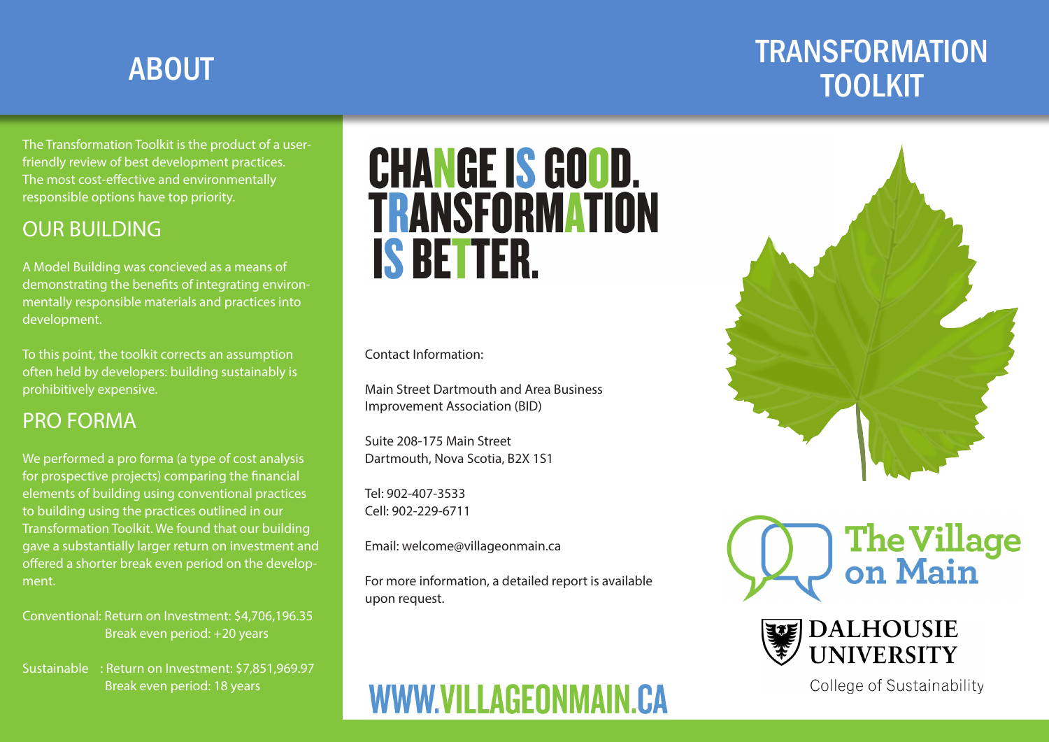# ABOUT

The Transformation Toolkit is the product of a user-friendly review of best development practices. The most cost-effective and environmentally responsible options have top priority.

## OUR BUILDING

A Model Building was concieved as a means of demonstrating the benefits of integrating environmentally responsible materials and practices into development.

To this point, the toolkit corrects an assumption often held by developers: building sustainably is prohibitively expensive.

## PRO FORMA

We performed a pro forma (a type of cost analysis for prospective projects) comparing the financial elements of building using conventional practices to building using the practices outlined in our Transformation Toolkit. We found that our building gave a substantially larger return on investment and offered a shorter break even period on the development.

Conventional: Return on Investment: $4,706,196.35
Break even period: +20 years

Sustainable : Return on Investment: $7,851,969.97
Break even period: 18 years

# CHANGE IS GOOD. TRANSFORMATION IS BETTER.

Contact Information:

Main Street Dartmouth and Area Business Improvement Association (BID)

Suite 208-175 Main Street
Dartmouth, Nova Scotia, B2X 1S1

Tel: 902-407-3533
Cell: 902-229-6711

Email: welcome@villageonmain.ca

For more information, a detailed report is available upon request.

## WWW.VILLAGEONMAIN.CA

# TRANSFORMATION TOOLKIT

The Village on Main

DALHOUSIE UNIVERSITY
College of Sustainability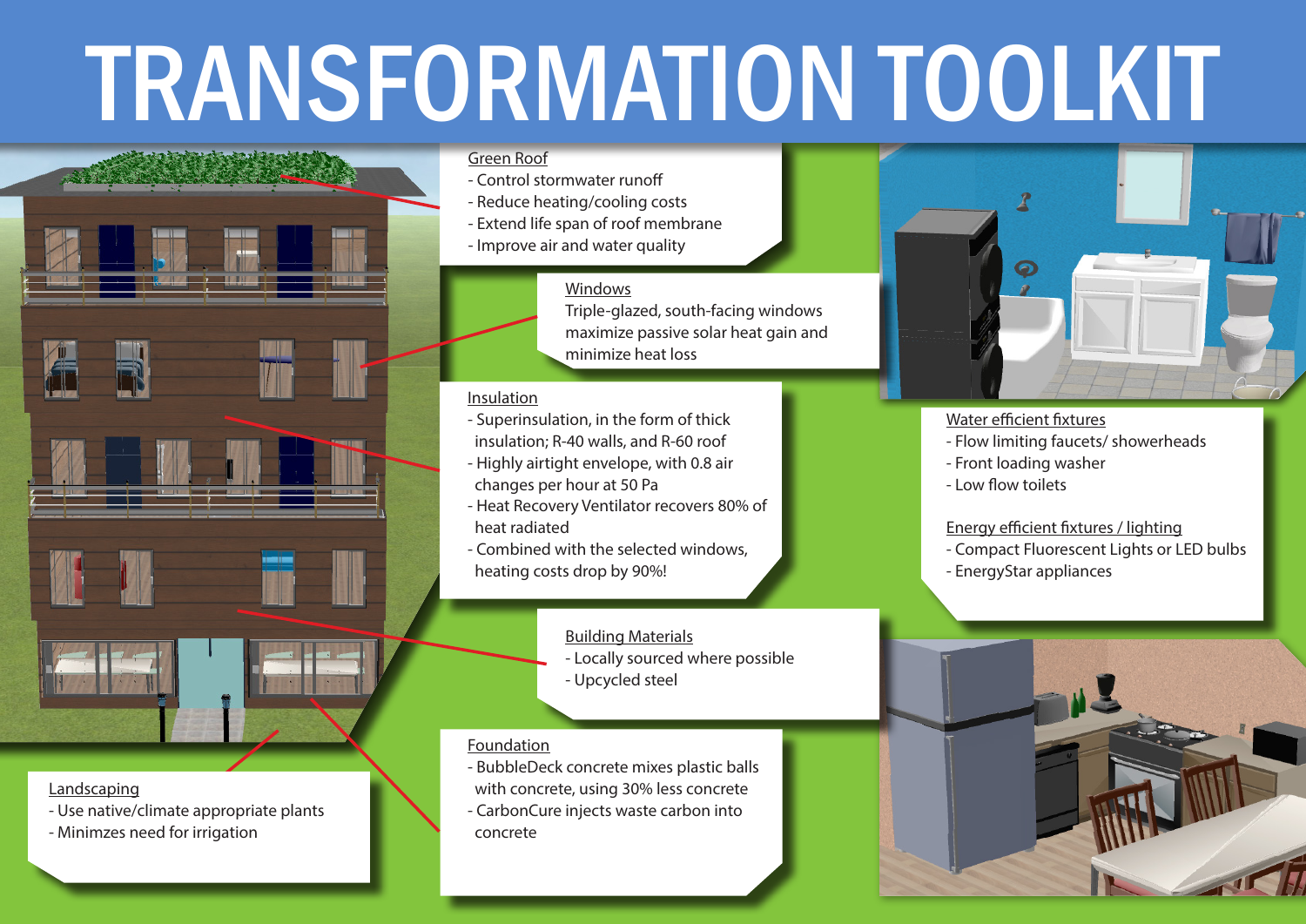# TRANSFORMATION TOOLKIT

Green Roof
- Control stormwater runoff
- Reduce heating/cooling costs
- Extend life span of roof membrane
- Improve air and water quality

Windows
Triple-glazed, south-facing windows maximize passive solar heat gain and minimize heat loss

Insulation
- Superinsulation, in the form of thick insulation; R-40 walls, and R-60 roof
- Highly airtight envelope, with 0.8 air changes per hour at 50 Pa
- Heat Recovery Ventilator recovers 80% of heat radiated
- Combined with the selected windows, heating costs drop by 90%!

Building Materials
- Locally sourced where possible
- Upcycled steel

Foundation
- BubbleDeck concrete mixes plastic balls with concrete, using 30% less concrete
- CarbonCure injects waste carbon into concrete

Landscaping
- Use native/climate appropriate plants
- Minimzes need for irrigation

Water efficient fixtures
- Flow limiting faucets/ showerheads
- Front loading washer
- Low flow toilets

Energy efficient fixtures / lighting
- Compact Fluorescent Lights or LED bulbs
- EnergyStar appliances